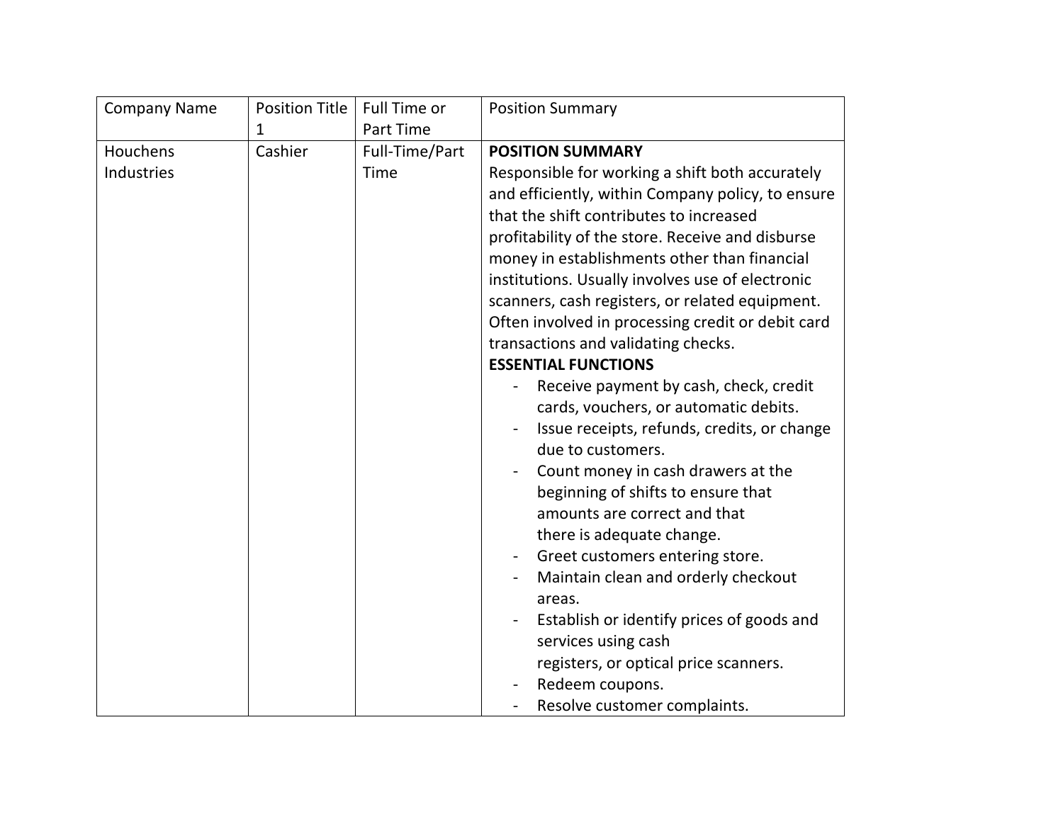| Company Name | Position Title 1 | Full Time or Part Time | Position Summary |
|---|---|---|---|
| Houchens Industries | Cashier | Full-Time/Part Time | **POSITION SUMMARY**<br>Responsible for working a shift both accurately and efficiently, within Company policy, to ensure that the shift contributes to increased profitability of the store. Receive and disburse money in establishments other than financial institutions. Usually involves use of electronic scanners, cash registers, or related equipment. Often involved in processing credit or debit card transactions and validating checks.<br>**ESSENTIAL FUNCTIONS**<br>- Receive payment by cash, check, credit cards, vouchers, or automatic debits.<br>- Issue receipts, refunds, credits, or change due to customers.<br>- Count money in cash drawers at the beginning of shifts to ensure that amounts are correct and that there is adequate change.<br>- Greet customers entering store.<br>- Maintain clean and orderly checkout areas.<br>- Establish or identify prices of goods and services using cash registers, or optical price scanners.<br>- Redeem coupons.<br>- Resolve customer complaints. |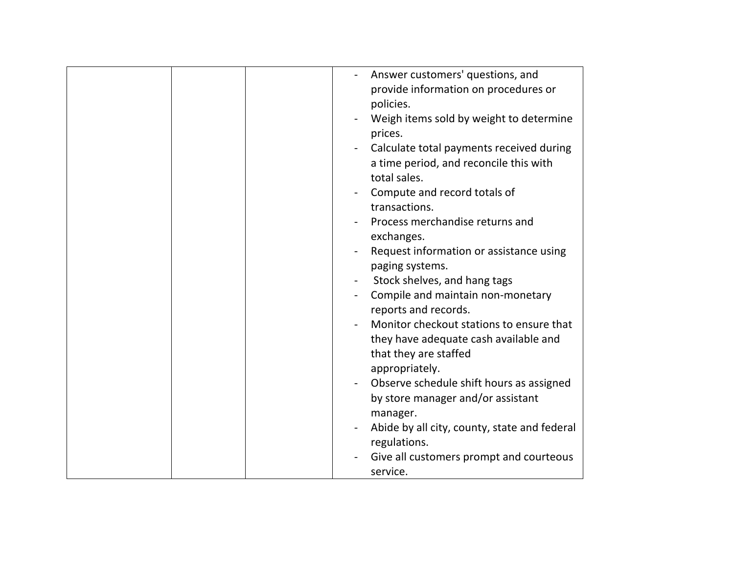| | | | |
|---|---|---|---|
| | | | - Answer customers' questions, and provide information on procedures or policies.<br>- Weigh items sold by weight to determine prices.<br>- Calculate total payments received during a time period, and reconcile this with total sales.<br>- Compute and record totals of transactions.<br>- Process merchandise returns and exchanges.<br>- Request information or assistance using paging systems.<br>- Stock shelves, and hang tags<br>- Compile and maintain non-monetary reports and records.<br>- Monitor checkout stations to ensure that they have adequate cash available and that they are staffed appropriately.<br>- Observe schedule shift hours as assigned by store manager and/or assistant manager.<br>- Abide by all city, county, state and federal regulations.<br>- Give all customers prompt and courteous service. |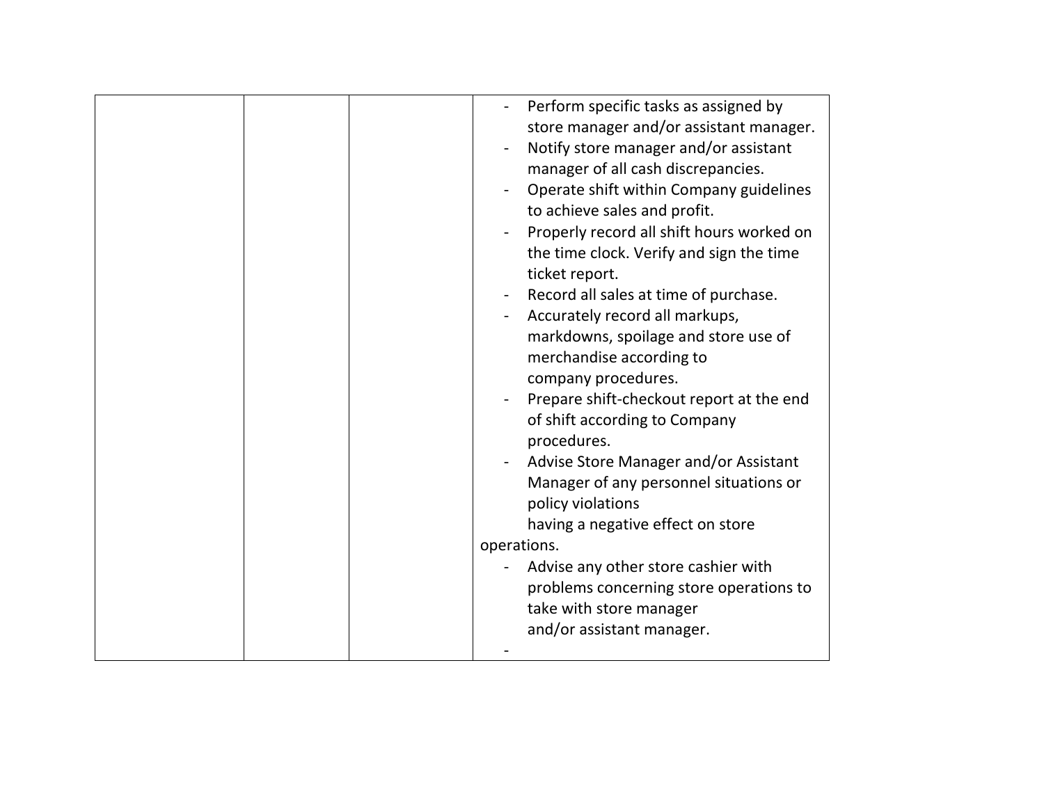| | | | |
|---|---|---|---|
| | | | - Perform specific tasks as assigned by store manager and/or assistant manager.<br>- Notify store manager and/or assistant manager of all cash discrepancies.<br>- Operate shift within Company guidelines to achieve sales and profit.<br>- Properly record all shift hours worked on the time clock. Verify and sign the time ticket report.<br>- Record all sales at time of purchase.<br>- Accurately record all markups, markdowns, spoilage and store use of merchandise according to company procedures.<br>- Prepare shift-checkout report at the end of shift according to Company procedures.<br>- Advise Store Manager and/or Assistant Manager of any personnel situations or policy violations having a negative effect on store operations.<br>- Advise any other store cashier with problems concerning store operations to take with store manager and/or assistant manager.<br>- |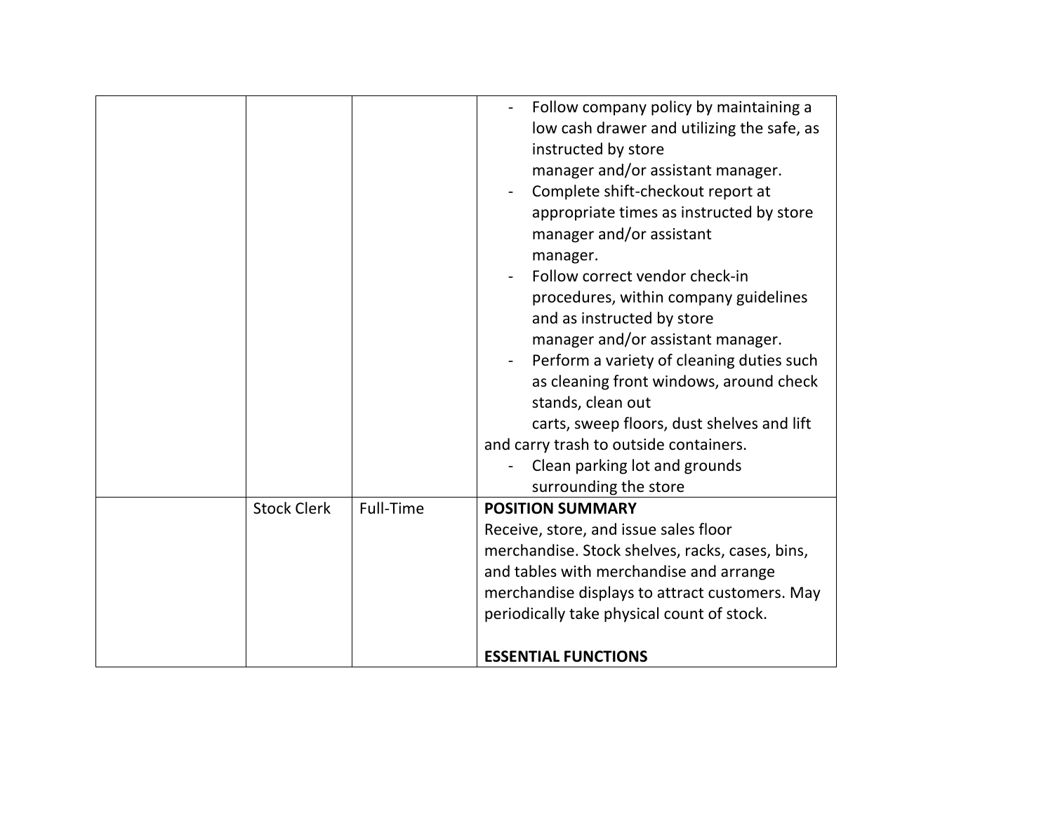| | | | |
|---|---|---|---|
| | | | - Follow company policy by maintaining a low cash drawer and utilizing the safe, as instructed by store manager and/or assistant manager.<br>- Complete shift-checkout report at appropriate times as instructed by store manager and/or assistant manager.<br>- Follow correct vendor check-in procedures, within company guidelines and as instructed by store manager and/or assistant manager.<br>- Perform a variety of cleaning duties such as cleaning front windows, around check stands, clean out carts, sweep floors, dust shelves and lift and carry trash to outside containers.<br>- Clean parking lot and grounds surrounding the store |
| | Stock Clerk | Full-Time | **POSITION SUMMARY**<br>Receive, store, and issue sales floor merchandise. Stock shelves, racks, cases, bins, and tables with merchandise and arrange merchandise displays to attract customers. May periodically take physical count of stock.<br><br>**ESSENTIAL FUNCTIONS** |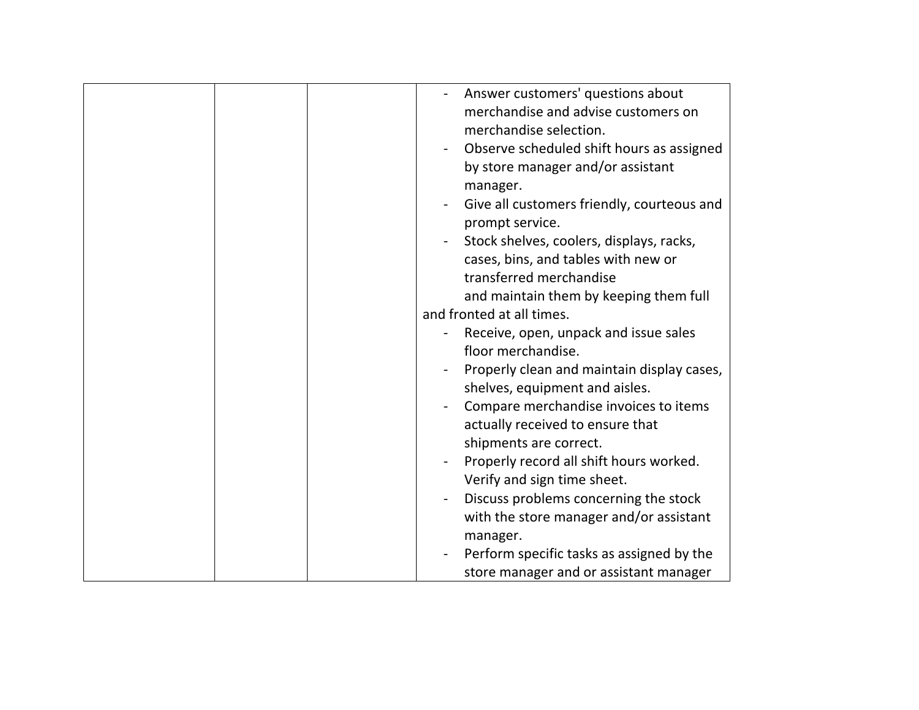| | | | |
|---|---|---|---|
| | | | - Answer customers' questions about merchandise and advise customers on merchandise selection.<br>- Observe scheduled shift hours as assigned by store manager and/or assistant manager.<br>- Give all customers friendly, courteous and prompt service.<br>- Stock shelves, coolers, displays, racks, cases, bins, and tables with new or transferred merchandise and maintain them by keeping them full and fronted at all times.<br>- Receive, open, unpack and issue sales floor merchandise.<br>- Properly clean and maintain display cases, shelves, equipment and aisles.<br>- Compare merchandise invoices to items actually received to ensure that shipments are correct.<br>- Properly record all shift hours worked. Verify and sign time sheet.<br>- Discuss problems concerning the stock with the store manager and/or assistant manager.<br>- Perform specific tasks as assigned by the store manager and or assistant manager |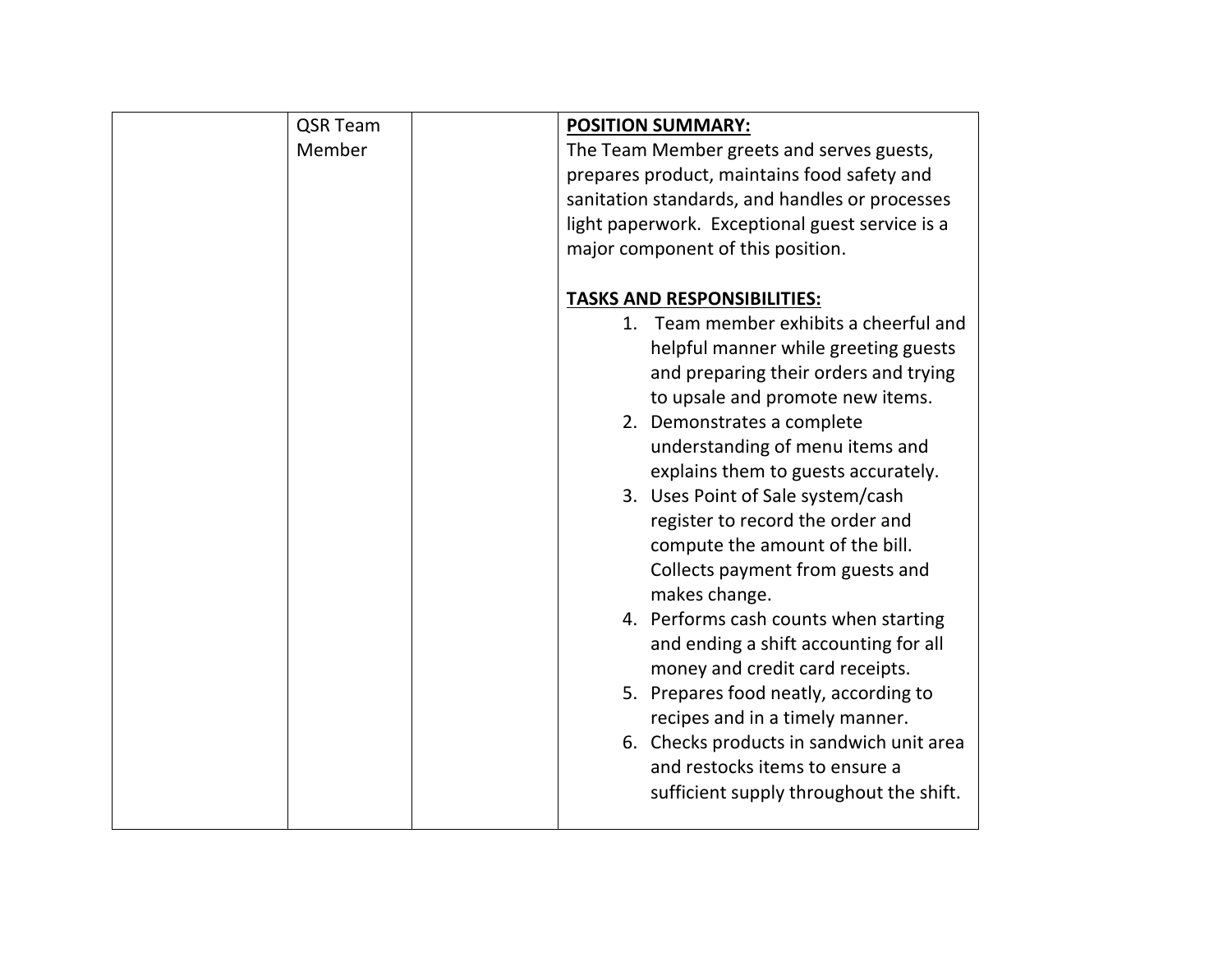| | | | |
|---|---|---|---|
| | QSR Team Member | | **POSITION SUMMARY:**<br>The Team Member greets and serves guests, prepares product, maintains food safety and sanitation standards, and handles or processes light paperwork. Exceptional guest service is a major component of this position.<br><br>**TASKS AND RESPONSIBILITIES:**<br>1. Team member exhibits a cheerful and helpful manner while greeting guests and preparing their orders and trying to upsale and promote new items.<br>2. Demonstrates a complete understanding of menu items and explains them to guests accurately.<br>3. Uses Point of Sale system/cash register to record the order and compute the amount of the bill. Collects payment from guests and makes change.<br>4. Performs cash counts when starting and ending a shift accounting for all money and credit card receipts.<br>5. Prepares food neatly, according to recipes and in a timely manner.<br>6. Checks products in sandwich unit area and restocks items to ensure a sufficient supply throughout the shift. |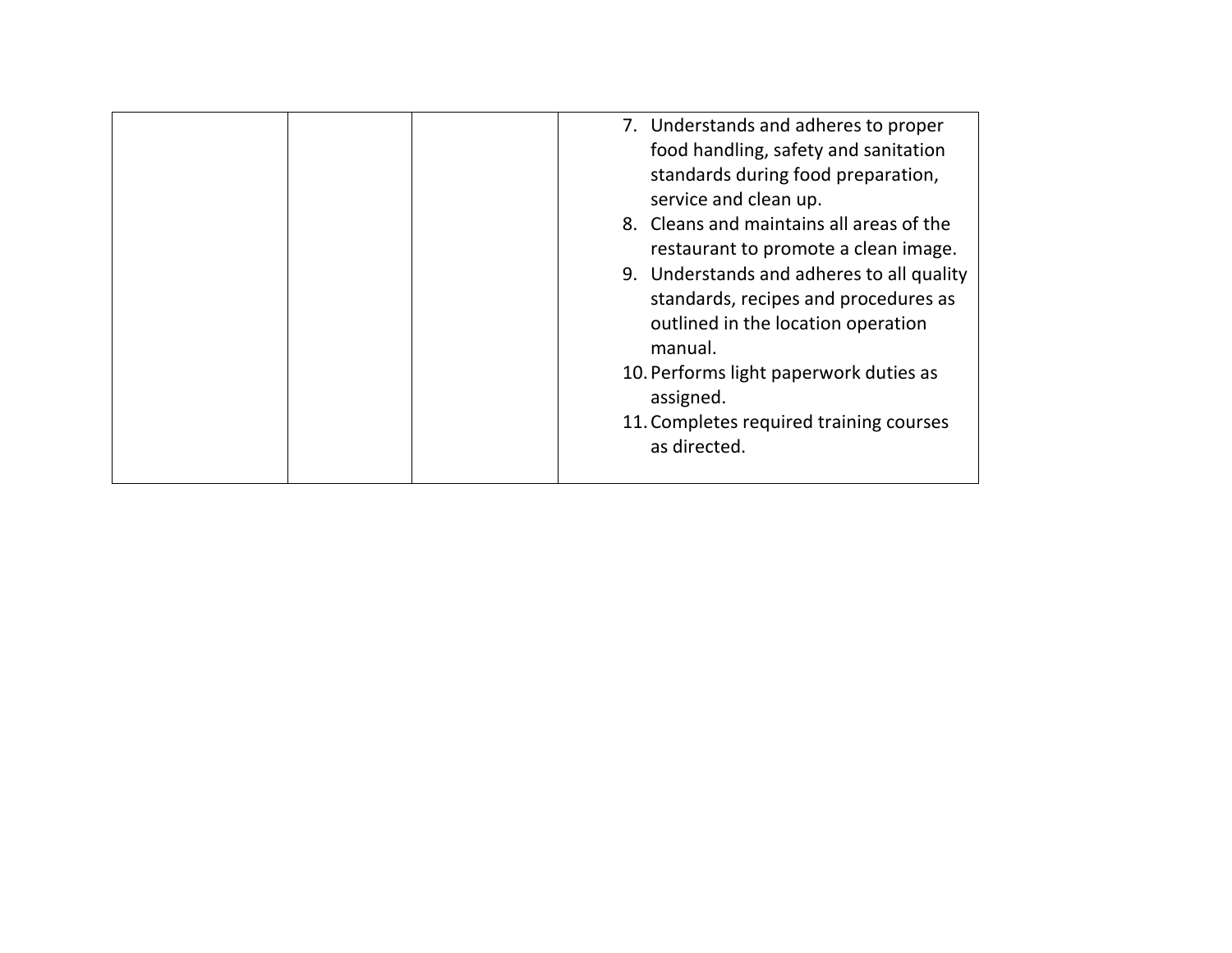| | | | |
|---|---|---|---|
| | | | 7. Understands and adheres to proper food handling, safety and sanitation standards during food preparation, service and clean up.<br>8. Cleans and maintains all areas of the restaurant to promote a clean image.<br>9. Understands and adheres to all quality standards, recipes and procedures as outlined in the location operation manual.<br>10. Performs light paperwork duties as assigned.<br>11. Completes required training courses as directed. |